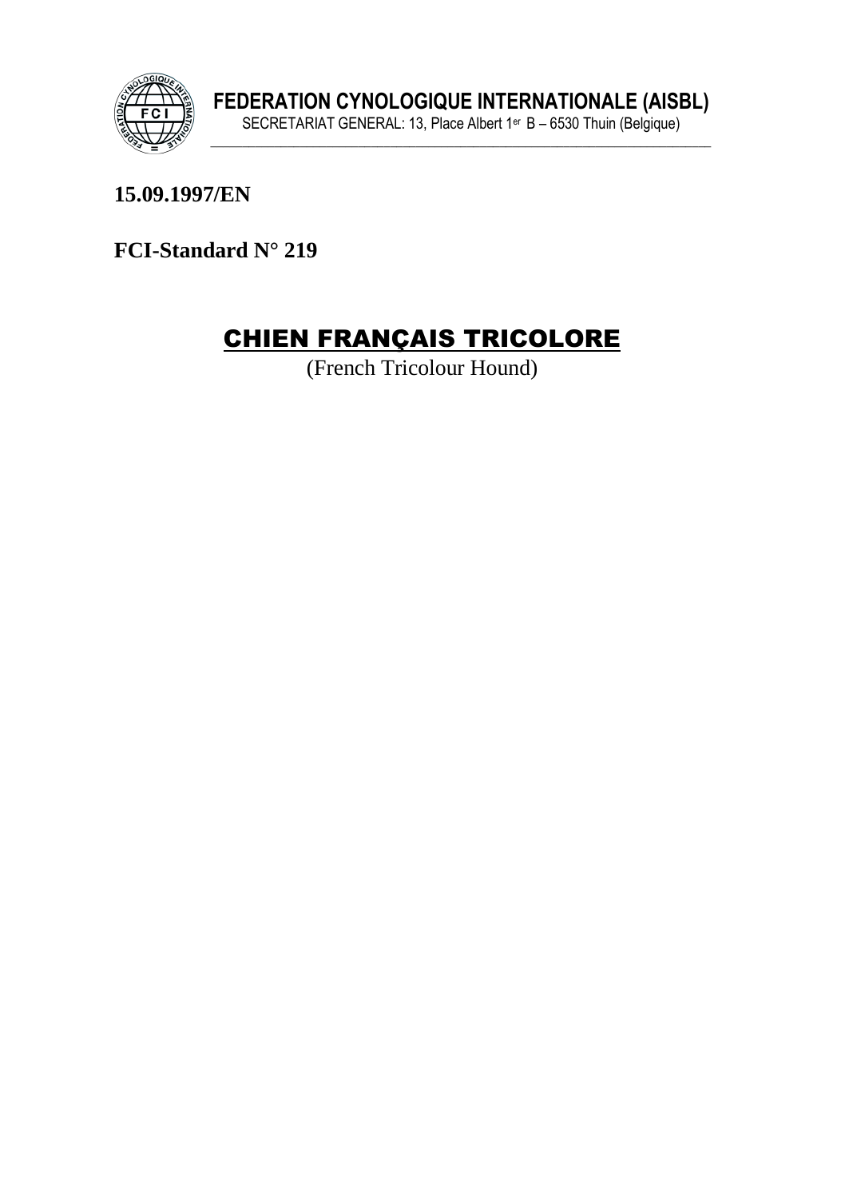**FEDERATION CYNOLOGIQUE INTERNATIONALE (AISBL)**

SECRETARIAT GENERAL: 13, Place Albert 1er B – 6530 Thuin (Belgique)

**15.09.1997/EN**

**FCI-Standard N° 219**

# CHIEN FRANÇAIS TRICOLORE

(French Tricolour Hound)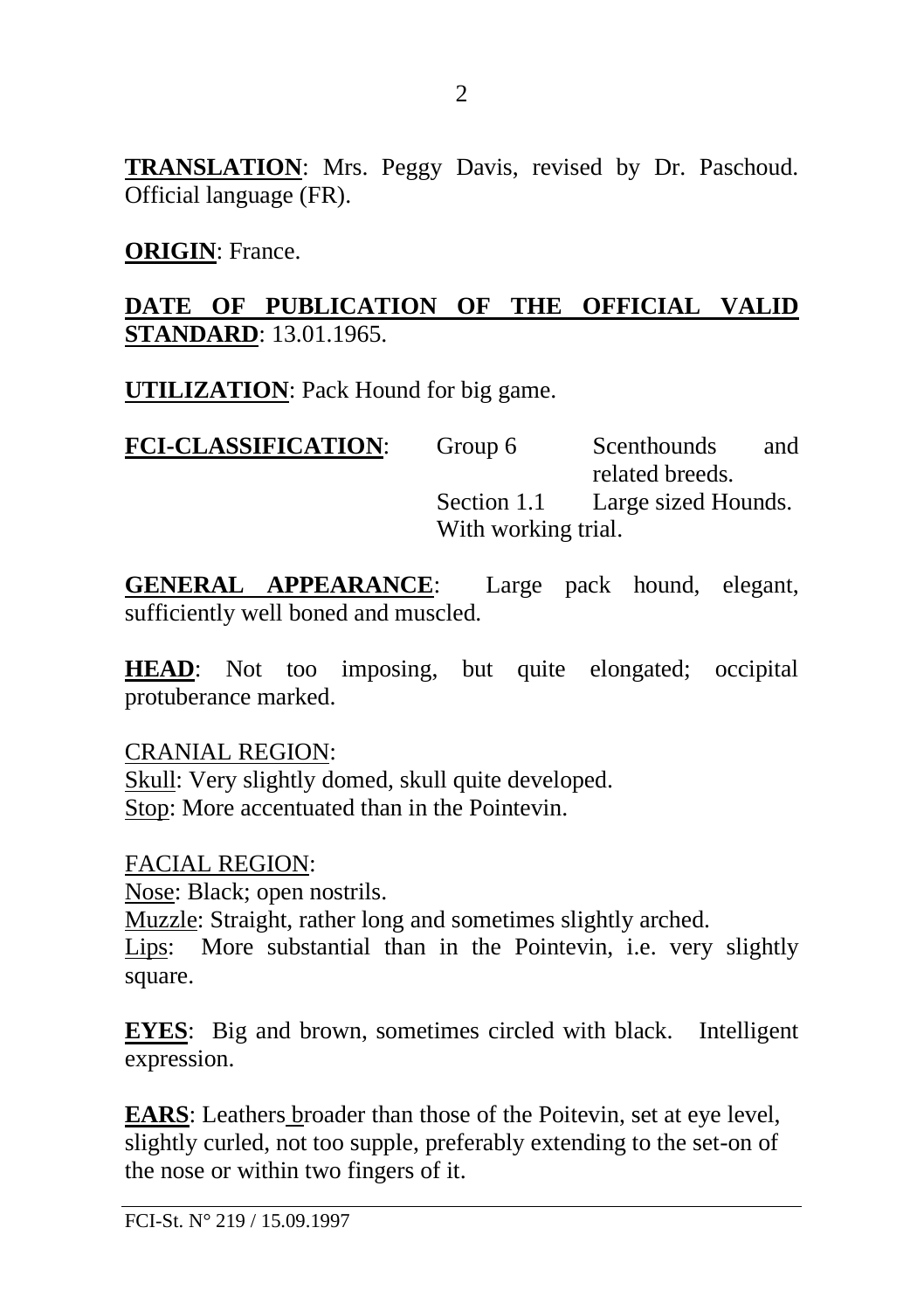**TRANSLATION**: Mrs. Peggy Davis, revised by Dr. Paschoud. Official language (FR).

**ORIGIN**: France.

**DATE OF PUBLICATION OF THE OFFICIAL VALID STANDARD**: 13.01.1965.

**UTILIZATION**: Pack Hound for big game.

**FCI-CLASSIFICATION**: Group 6 Scenthounds and related breeds.
Section 1.1 Large sized Hounds.
With working trial.

**GENERAL APPEARANCE**: Large pack hound, elegant, sufficiently well boned and muscled.

**HEAD**: Not too imposing, but quite elongated; occipital protuberance marked.

CRANIAL REGION:
Skull: Very slightly domed, skull quite developed.
Stop: More accentuated than in the Pointevin.

FACIAL REGION:
Nose: Black; open nostrils.
Muzzle: Straight, rather long and sometimes slightly arched.
Lips: More substantial than in the Pointevin, i.e. very slightly square.

**EYES**: Big and brown, sometimes circled with black. Intelligent expression.

**EARS**: Leathers broader than those of the Poitevin, set at eye level, slightly curled, not too supple, preferably extending to the set-on of the nose or within two fingers of it.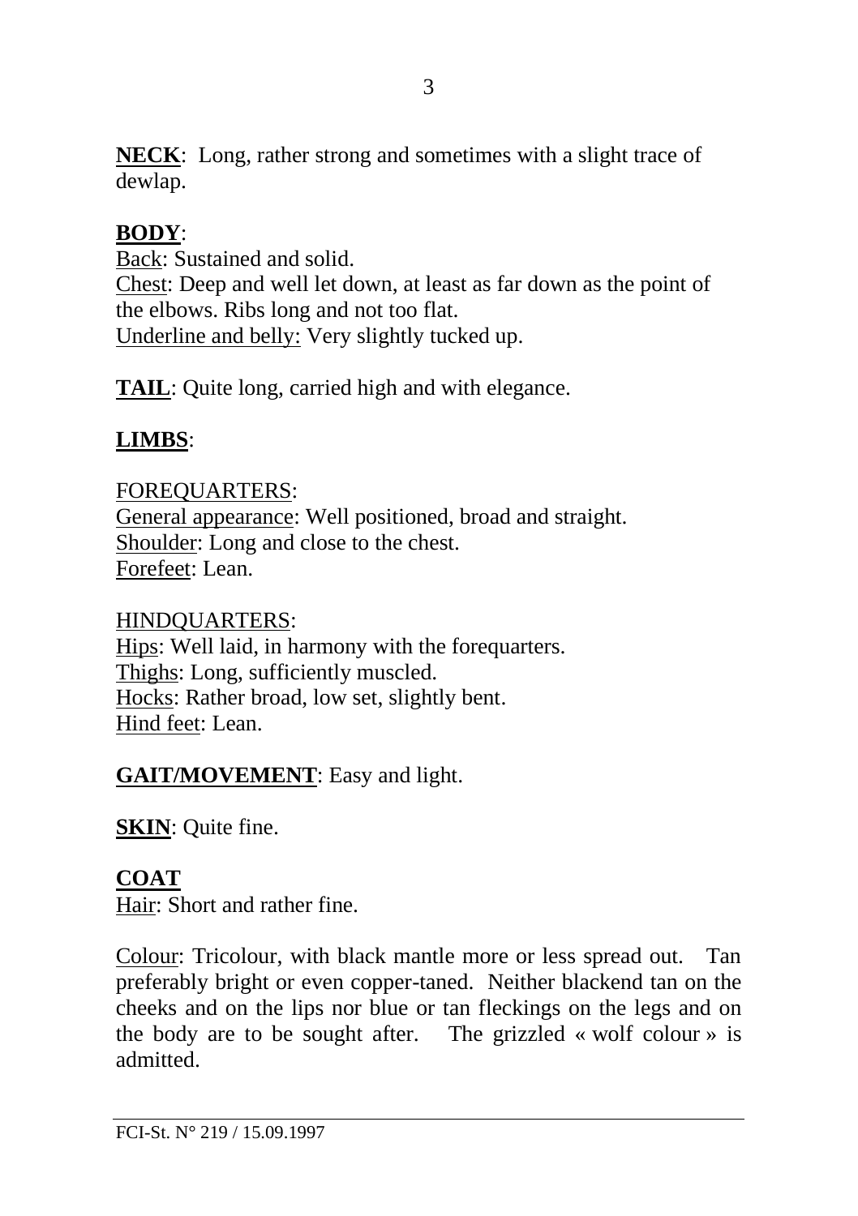**NECK**: Long, rather strong and sometimes with a slight trace of dewlap.

**BODY**:

Back: Sustained and solid.

Chest: Deep and well let down, at least as far down as the point of the elbows. Ribs long and not too flat.

Underline and belly: Very slightly tucked up.

**TAIL**: Quite long, carried high and with elegance.

**LIMBS**:

FOREQUARTERS:

General appearance: Well positioned, broad and straight.

Shoulder: Long and close to the chest.

Forefeet: Lean.

HINDQUARTERS:

Hips: Well laid, in harmony with the forequarters.

Thighs: Long, sufficiently muscled.

Hocks: Rather broad, low set, slightly bent.

Hind feet: Lean.

**GAIT/MOVEMENT**: Easy and light.

**SKIN**: Quite fine.

**COAT**

Hair: Short and rather fine.

Colour: Tricolour, with black mantle more or less spread out. Tan preferably bright or even copper-taned. Neither blackend tan on the cheeks and on the lips nor blue or tan fleckings on the legs and on the body are to be sought after. The grizzled « wolf colour » is admitted.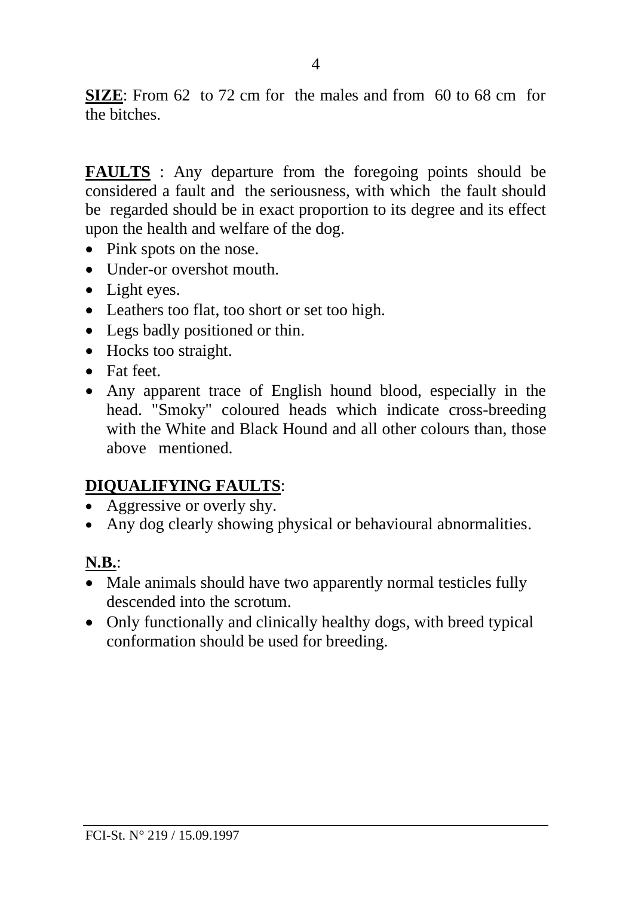**SIZE**: From 62 to 72 cm for the males and from 60 to 68 cm for the bitches.

**FAULTS** : Any departure from the foregoing points should be considered a fault and the seriousness, with which the fault should be regarded should be in exact proportion to its degree and its effect upon the health and welfare of the dog.

- Pink spots on the nose.
- Under-or overshot mouth.
- Light eyes.
- Leathers too flat, too short or set too high.
- Legs badly positioned or thin.
- Hocks too straight.
- Fat feet.
- Any apparent trace of English hound blood, especially in the head. "Smoky" coloured heads which indicate cross-breeding with the White and Black Hound and all other colours than, those above mentioned.

**DIQUALIFYING FAULTS**:

- Aggressive or overly shy.
- Any dog clearly showing physical or behavioural abnormalities.

**N.B.**:

- Male animals should have two apparently normal testicles fully descended into the scrotum.
- Only functionally and clinically healthy dogs, with breed typical conformation should be used for breeding.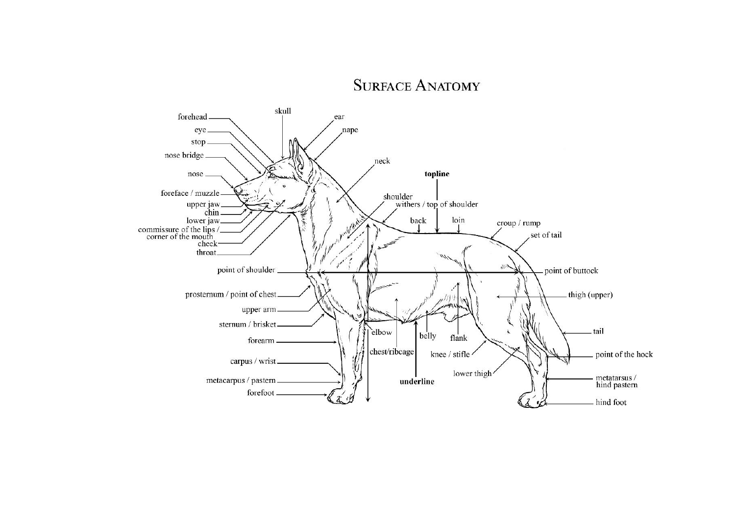# Surface Anatomy

skull
forehead
eye
stop
nose bridge
nose
foreface / muzzle
upper jaw
chin
lower jaw
commissure of the lips / corner of the mouth
cheek
throat
ear
nape
neck
shoulder
withers / top of shoulder
**topline**
back
loin
croup / rump
set of tail
point of shoulder
point of buttock
prosternum / point of chest
upper arm
sternum / brisket
forearm
carpus / wrist
metacarpus / pastern
forefoot
elbow
chest/ribcage
**underline**
belly
flank
knee / stifle
lower thigh
thigh (upper)
tail
point of the hock
metatarsus / hind pastern
hind foot